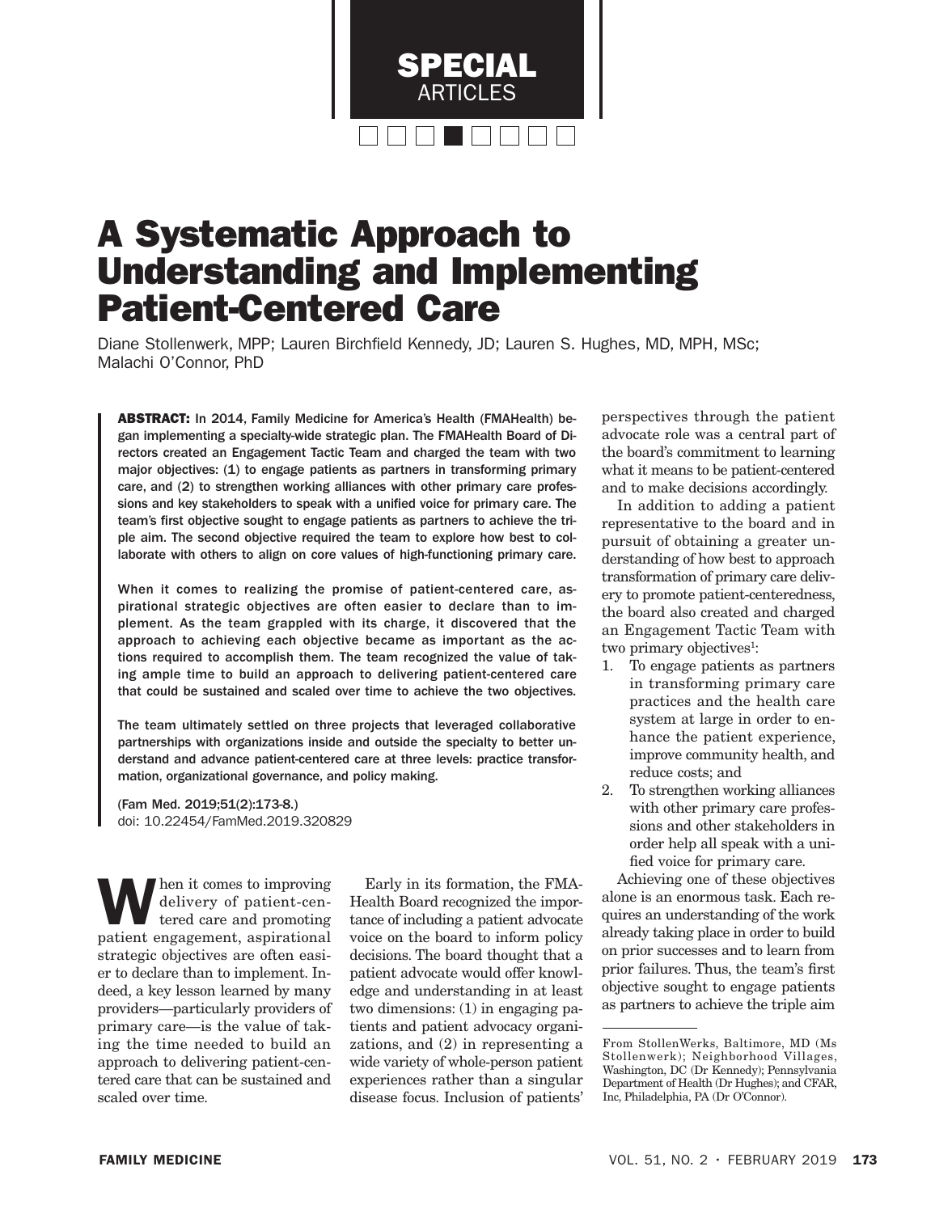SPECIAL ARTICLES

# A Systematic Approach to Understanding and Implementing Patient-Centered Care

Diane Stollenwerk, MPP; Lauren Birchfield Kennedy, JD; Lauren S. Hughes, MD, MPH, MSc; Malachi O'Connor, PhD

**ABSTRACT:** In 2014, Family Medicine for America's Health (FMAHealth) began implementing a specialty-wide strategic plan. The FMAHealth Board of Directors created an Engagement Tactic Team and charged the team with two major objectives: (1) to engage patients as partners in transforming primary care, and (2) to strengthen working alliances with other primary care professions and key stakeholders to speak with a unified voice for primary care. The team's first objective sought to engage patients as partners to achieve the triple aim. The second objective required the team to explore how best to collaborate with others to align on core values of high-functioning primary care.

When it comes to realizing the promise of patient-centered care, aspirational strategic objectives are often easier to declare than to implement. As the team grappled with its charge, it discovered that the approach to achieving each objective became as important as the actions required to accomplish them. The team recognized the value of taking ample time to build an approach to delivering patient-centered care that could be sustained and scaled over time to achieve the two objectives.

The team ultimately settled on three projects that leveraged collaborative partnerships with organizations inside and outside the specialty to better understand and advance patient-centered care at three levels: practice transformation, organizational governance, and policy making.

(Fam Med. 2019;51(2):173-8.)
doi: 10.22454/FamMed.2019.320829

When it comes to improving delivery of patient-centered care and promoting patient engagement, aspirational strategic objectives are often easier to declare than to implement. Indeed, a key lesson learned by many providers—particularly providers of primary care—is the value of taking the time needed to build an approach to delivering patient-centered care that can be sustained and scaled over time.

Early in its formation, the FMAHealth Board recognized the importance of including a patient advocate voice on the board to inform policy decisions. The board thought that a patient advocate would offer knowledge and understanding in at least two dimensions: (1) in engaging patients and patient advocacy organizations, and (2) in representing a wide variety of whole-person patient experiences rather than a singular disease focus. Inclusion of patients' perspectives through the patient advocate role was a central part of the board's commitment to learning what it means to be patient-centered and to make decisions accordingly.

In addition to adding a patient representative to the board and in pursuit of obtaining a greater understanding of how best to approach transformation of primary care delivery to promote patient-centeredness, the board also created and charged an Engagement Tactic Team with two primary objectives[1]:

1. To engage patients as partners in transforming primary care practices and the health care system at large in order to enhance the patient experience, improve community health, and reduce costs; and
2. To strengthen working alliances with other primary care professions and other stakeholders in order help all speak with a unified voice for primary care.

Achieving one of these objectives alone is an enormous task. Each requires an understanding of the work already taking place in order to build on prior successes and to learn from prior failures. Thus, the team's first objective sought to engage patients as partners to achieve the triple aim

From StollenWerks, Baltimore, MD (Ms Stollenwerk); Neighborhood Villages, Washington, DC (Dr Kennedy); Pennsylvania Department of Health (Dr Hughes); and CFAR, Inc, Philadelphia, PA (Dr O'Connor).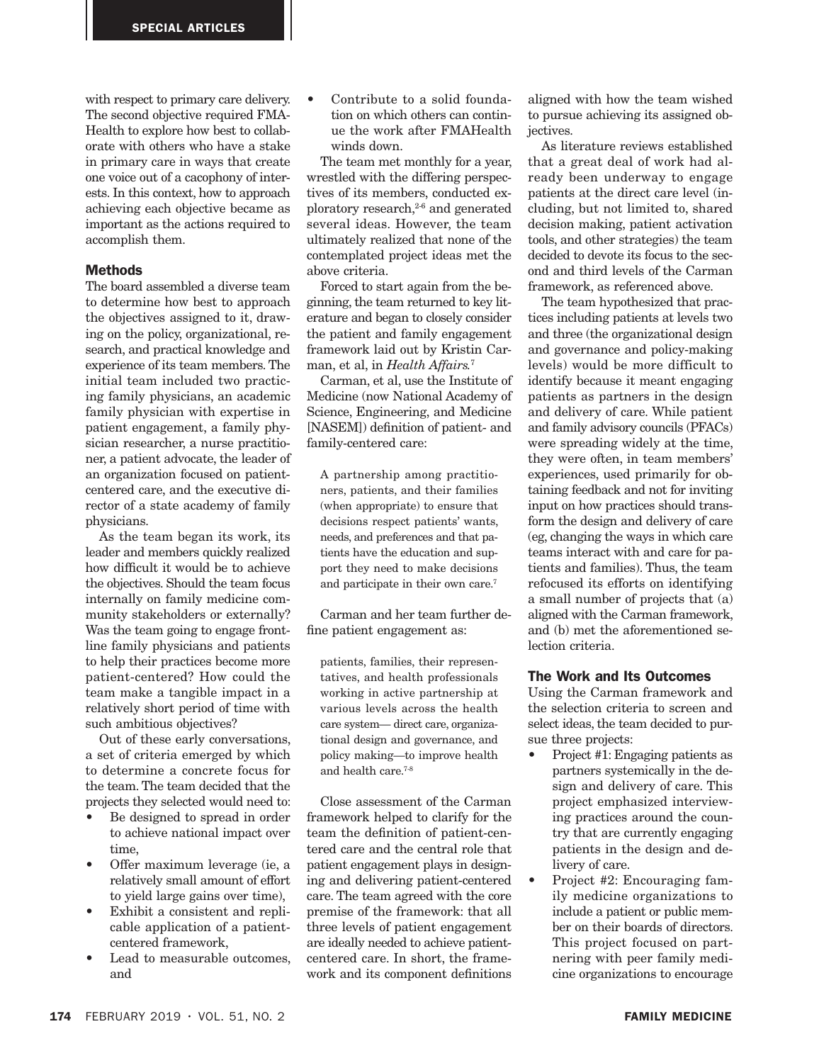with respect to primary care delivery. The second objective required FMAHealth to explore how best to collaborate with others who have a stake in primary care in ways that create one voice out of a cacophony of interests. In this context, how to approach achieving each objective became as important as the actions required to accomplish them.

## Methods

The board assembled a diverse team to determine how best to approach the objectives assigned to it, drawing on the policy, organizational, research, and practical knowledge and experience of its team members. The initial team included two practicing family physicians, an academic family physician with expertise in patient engagement, a family physician researcher, a nurse practitioner, a patient advocate, the leader of an organization focused on patient-centered care, and the executive director of a state academy of family physicians.

As the team began its work, its leader and members quickly realized how difficult it would be to achieve the objectives. Should the team focus internally on family medicine community stakeholders or externally? Was the team going to engage frontline family physicians and patients to help their practices become more patient-centered? How could the team make a tangible impact in a relatively short period of time with such ambitious objectives?

Out of these early conversations, a set of criteria emerged by which to determine a concrete focus for the team. The team decided that the projects they selected would need to:

- Be designed to spread in order to achieve national impact over time,
- Offer maximum leverage (ie, a relatively small amount of effort to yield large gains over time),
- Exhibit a consistent and replicable application of a patient-centered framework,
- Lead to measurable outcomes, and
- Contribute to a solid foundation on which others can continue the work after FMAHealth winds down.

The team met monthly for a year, wrestled with the differing perspectives of its members, conducted exploratory research,[2-6] and generated several ideas. However, the team ultimately realized that none of the contemplated project ideas met the above criteria.

Forced to start again from the beginning, the team returned to key literature and began to closely consider the patient and family engagement framework laid out by Kristin Carman, et al, in *Health Affairs*.[7]

Carman, et al, use the Institute of Medicine (now National Academy of Science, Engineering, and Medicine [NASEM]) definition of patient- and family-centered care:

> A partnership among practitioners, patients, and their families (when appropriate) to ensure that decisions respect patients' wants, needs, and preferences and that patients have the education and support they need to make decisions and participate in their own care.[7]

Carman and her team further define patient engagement as:

> patients, families, their representatives, and health professionals working in active partnership at various levels across the health care system— direct care, organizational design and governance, and policy making—to improve health and health care.[7-8]

Close assessment of the Carman framework helped to clarify for the team the definition of patient-centered care and the central role that patient engagement plays in designing and delivering patient-centered care. The team agreed with the core premise of the framework: that all three levels of patient engagement are ideally needed to achieve patient-centered care. In short, the framework and its component definitions aligned with how the team wished to pursue achieving its assigned objectives.

As literature reviews established that a great deal of work had already been underway to engage patients at the direct care level (including, but not limited to, shared decision making, patient activation tools, and other strategies) the team decided to devote its focus to the second and third levels of the Carman framework, as referenced above.

The team hypothesized that practices including patients at levels two and three (the organizational design and governance and policy-making levels) would be more difficult to identify because it meant engaging patients as partners in the design and delivery of care. While patient and family advisory councils (PFACs) were spreading widely at the time, they were often, in team members' experiences, used primarily for obtaining feedback and not for inviting input on how practices should transform the design and delivery of care (eg, changing the ways in which care teams interact with and care for patients and families). Thus, the team refocused its efforts on identifying a small number of projects that (a) aligned with the Carman framework, and (b) met the aforementioned selection criteria.

## The Work and Its Outcomes

Using the Carman framework and the selection criteria to screen and select ideas, the team decided to pursue three projects:

- Project #1: Engaging patients as partners systemically in the design and delivery of care. This project emphasized interviewing practices around the country that are currently engaging patients in the design and delivery of care.
- Project #2: Encouraging family medicine organizations to include a patient or public member on their boards of directors. This project focused on partnering with peer family medicine organizations to encourage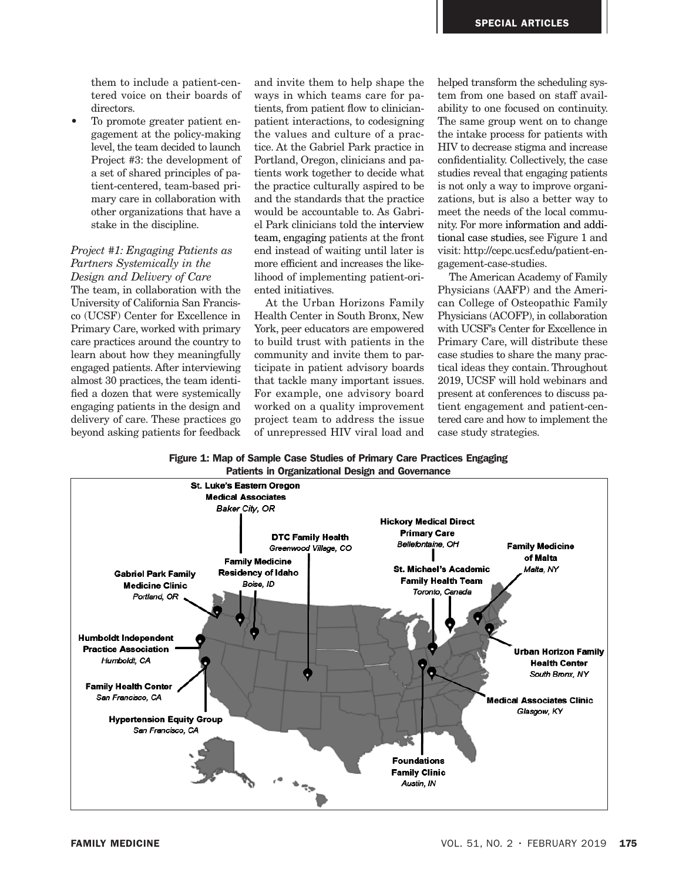them to include a patient-centered voice on their boards of directors.

- To promote greater patient engagement at the policy-making level, the team decided to launch Project #3: the development of a set of shared principles of patient-centered, team-based primary care in collaboration with other organizations that have a stake in the discipline.

### *Project #1: Engaging Patients as Partners Systemically in the Design and Delivery of Care*

The team, in collaboration with the University of California San Francisco (UCSF) Center for Excellence in Primary Care, worked with primary care practices around the country to learn about how they meaningfully engaged patients. After interviewing almost 30 practices, the team identified a dozen that were systemically engaging patients in the design and delivery of care. These practices go beyond asking patients for feedback and invite them to help shape the ways in which teams care for patients, from patient flow to clinician-patient interactions, to codesigning the values and culture of a practice. At the Gabriel Park practice in Portland, Oregon, clinicians and patients work together to decide what the practice culturally aspired to be and the standards that the practice would be accountable to. As Gabriel Park clinicians told the interview team, engaging patients at the front end instead of waiting until later is more efficient and increases the likelihood of implementing patient-oriented initiatives.

At the Urban Horizons Family Health Center in South Bronx, New York, peer educators are empowered to build trust with patients in the community and invite them to participate in patient advisory boards that tackle many important issues. For example, one advisory board worked on a quality improvement project team to address the issue of unrepressed HIV viral load and helped transform the scheduling system from one based on staff availability to one focused on continuity. The same group went on to change the intake process for patients with HIV to decrease stigma and increase confidentiality. Collectively, the case studies reveal that engaging patients is not only a way to improve organizations, but is also a better way to meet the needs of the local community. For more information and additional case studies, see Figure 1 and visit: http://cepc.ucsf.edu/patient-engagement-case-studies.

The American Academy of Family Physicians (AAFP) and the American College of Osteopathic Family Physicians (ACOFP), in collaboration with UCSF's Center for Excellence in Primary Care, will distribute these case studies to share the many practical ideas they contain. Throughout 2019, UCSF will hold webinars and present at conferences to discuss patient engagement and patient-centered care and how to implement the case study strategies.

**Figure 1: Map of Sample Case Studies of Primary Care Practices Engaging Patients in Organizational Design and Governance**

- **St. Luke's Eastern Oregon Medical Associates** — *Baker City, OR*
- **DTC Family Health** — *Greenwood Village, CO*
- **Hickory Medical Direct Primary Care** — *Bellefontaine, OH*
- **Family Medicine of Malta** — *Malta, NY*
- **Family Medicine Residency of Idaho** — *Boise, ID*
- **St. Michael's Academic Family Health Team** — *Toronto, Canada*
- **Gabriel Park Family Medicine Clinic** — *Portland, OR*
- **Humboldt Independent Practice Association** — *Humboldt, CA*
- **Urban Horizon Family Health Center** — *South Bronx, NY*
- **Family Health Center** — *San Francisco, CA*
- **Medical Associates Clinic** — *Glasgow, KY*
- **Hypertension Equity Group** — *San Francisco, CA*
- **Foundations Family Clinic** — *Austin, IN*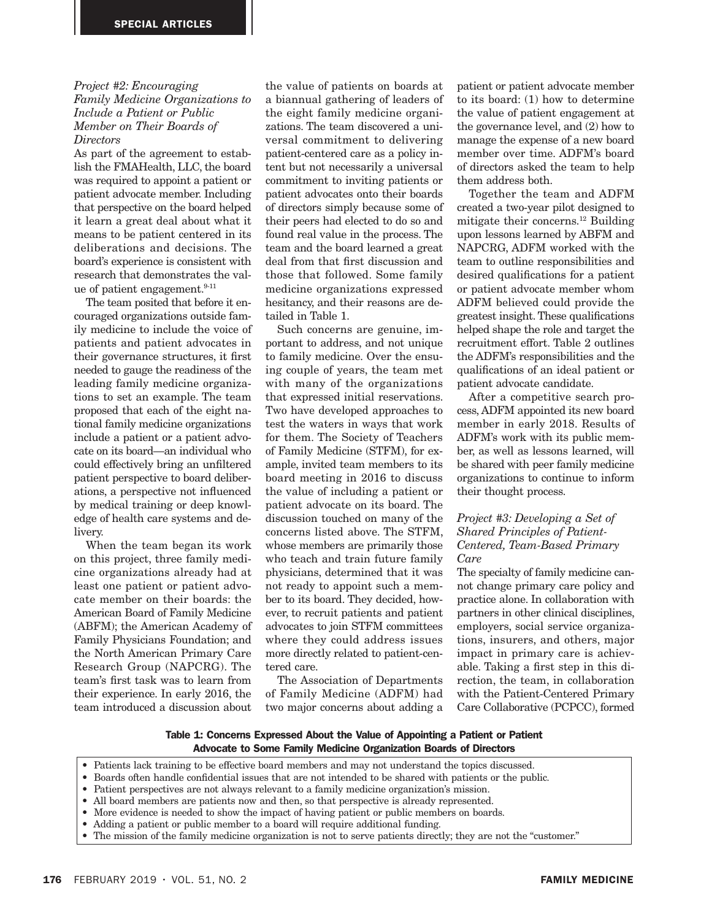### *Project #2: Encouraging Family Medicine Organizations to Include a Patient or Public Member on Their Boards of Directors*

As part of the agreement to establish the FMAHealth, LLC, the board was required to appoint a patient or patient advocate member. Including that perspective on the board helped it learn a great deal about what it means to be patient centered in its deliberations and decisions. The board's experience is consistent with research that demonstrates the value of patient engagement.[9-11]

The team posited that before it encouraged organizations outside family medicine to include the voice of patients and patient advocates in their governance structures, it first needed to gauge the readiness of the leading family medicine organizations to set an example. The team proposed that each of the eight national family medicine organizations include a patient or a patient advocate on its board—an individual who could effectively bring an unfiltered patient perspective to board deliberations, a perspective not influenced by medical training or deep knowledge of health care systems and delivery.

When the team began its work on this project, three family medicine organizations already had at least one patient or patient advocate member on their boards: the American Board of Family Medicine (ABFM); the American Academy of Family Physicians Foundation; and the North American Primary Care Research Group (NAPCRG). The team's first task was to learn from their experience. In early 2016, the team introduced a discussion about the value of patients on boards at a biannual gathering of leaders of the eight family medicine organizations. The team discovered a universal commitment to delivering patient-centered care as a policy intent but not necessarily a universal commitment to inviting patients or patient advocates onto their boards of directors simply because some of their peers had elected to do so and found real value in the process. The team and the board learned a great deal from that first discussion and those that followed. Some family medicine organizations expressed hesitancy, and their reasons are detailed in Table 1.

Such concerns are genuine, important to address, and not unique to family medicine. Over the ensuing couple of years, the team met with many of the organizations that expressed initial reservations. Two have developed approaches to test the waters in ways that work for them. The Society of Teachers of Family Medicine (STFM), for example, invited team members to its board meeting in 2016 to discuss the value of including a patient or patient advocate on its board. The discussion touched on many of the concerns listed above. The STFM, whose members are primarily those who teach and train future family physicians, determined that it was not ready to appoint such a member to its board. They decided, however, to recruit patients and patient advocates to join STFM committees where they could address issues more directly related to patient-centered care.

The Association of Departments of Family Medicine (ADFM) had two major concerns about adding a patient or patient advocate member to its board: (1) how to determine the value of patient engagement at the governance level, and (2) how to manage the expense of a new board member over time. ADFM's board of directors asked the team to help them address both.

Together the team and ADFM created a two-year pilot designed to mitigate their concerns.[12] Building upon lessons learned by ABFM and NAPCRG, ADFM worked with the team to outline responsibilities and desired qualifications for a patient or patient advocate member whom ADFM believed could provide the greatest insight. These qualifications helped shape the role and target the recruitment effort. Table 2 outlines the ADFM's responsibilities and the qualifications of an ideal patient or patient advocate candidate.

After a competitive search process, ADFM appointed its new board member in early 2018. Results of ADFM's work with its public member, as well as lessons learned, will be shared with peer family medicine organizations to continue to inform their thought process.

### *Project #3: Developing a Set of Shared Principles of Patient-Centered, Team-Based Primary Care*

The specialty of family medicine cannot change primary care policy and practice alone. In collaboration with partners in other clinical disciplines, employers, social service organizations, insurers, and others, major impact in primary care is achievable. Taking a first step in this direction, the team, in collaboration with the Patient-Centered Primary Care Collaborative (PCPCC), formed

**Table 1: Concerns Expressed About the Value of Appointing a Patient or Patient Advocate to Some Family Medicine Organization Boards of Directors**

- Patients lack training to be effective board members and may not understand the topics discussed.
- Boards often handle confidential issues that are not intended to be shared with patients or the public.
- Patient perspectives are not always relevant to a family medicine organization's mission.
- All board members are patients now and then, so that perspective is already represented.
- More evidence is needed to show the impact of having patient or public members on boards.
- Adding a patient or public member to a board will require additional funding.
- The mission of the family medicine organization is not to serve patients directly; they are not the "customer."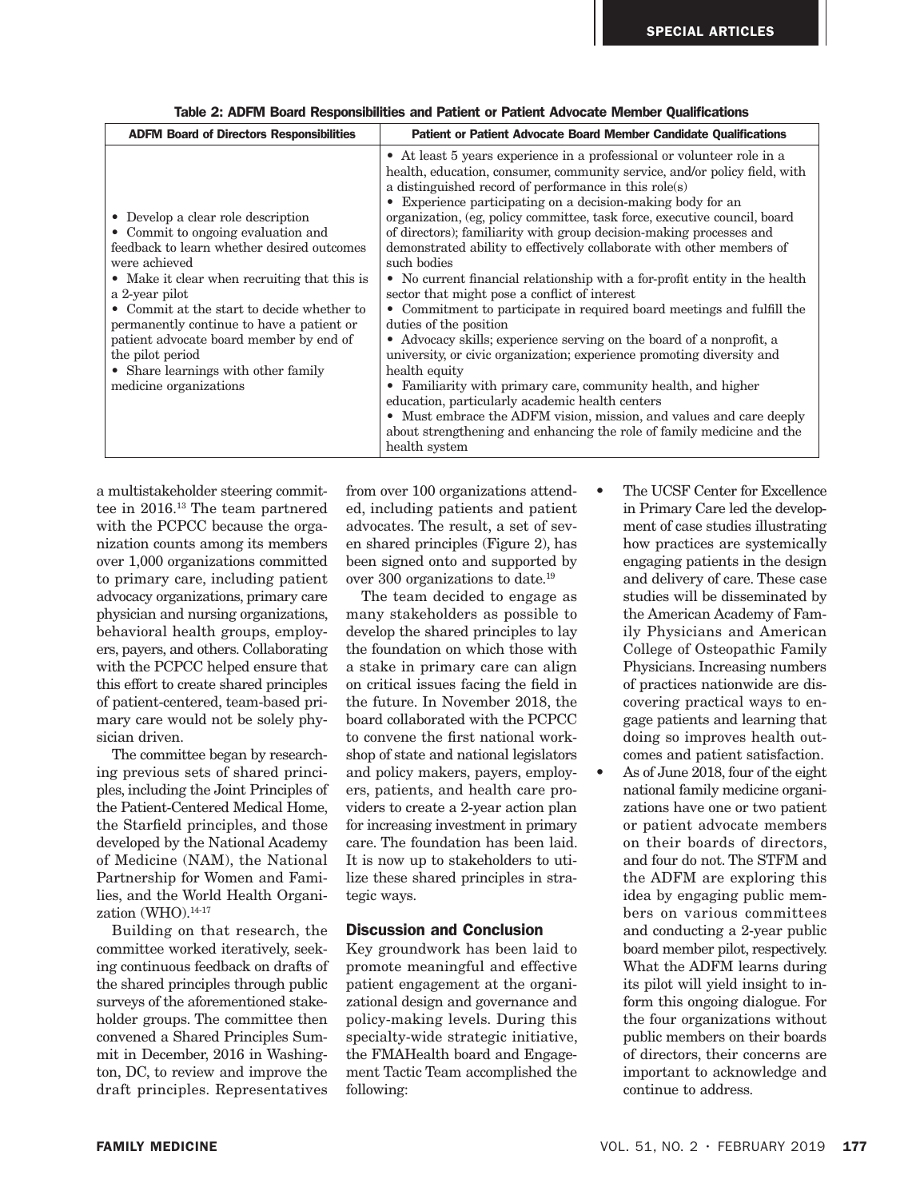Table 2: ADFM Board Responsibilities and Patient or Patient Advocate Member Qualifications

| ADFM Board of Directors Responsibilities | Patient or Patient Advocate Board Member Candidate Qualifications |
|---|---|
| • Develop a clear role description<br>• Commit to ongoing evaluation and feedback to learn whether desired outcomes were achieved<br>• Make it clear when recruiting that this is a 2-year pilot<br>• Commit at the start to decide whether to permanently continue to have a patient or patient advocate board member by end of the pilot period<br>• Share learnings with other family medicine organizations | • At least 5 years experience in a professional or volunteer role in a health, education, consumer, community service, and/or policy field, with a distinguished record of performance in this role(s)<br>• Experience participating on a decision-making body for an organization, (eg, policy committee, task force, executive council, board of directors); familiarity with group decision-making processes and demonstrated ability to effectively collaborate with other members of such bodies<br>• No current financial relationship with a for-profit entity in the health sector that might pose a conflict of interest<br>• Commitment to participate in required board meetings and fulfill the duties of the position<br>• Advocacy skills; experience serving on the board of a nonprofit, a university, or civic organization; experience promoting diversity and health equity<br>• Familiarity with primary care, community health, and higher education, particularly academic health centers<br>• Must embrace the ADFM vision, mission, and values and care deeply about strengthening and enhancing the role of family medicine and the health system |

a multistakeholder steering committee in 2016.[13] The team partnered with the PCPCC because the organization counts among its members over 1,000 organizations committed to primary care, including patient advocacy organizations, primary care physician and nursing organizations, behavioral health groups, employers, payers, and others. Collaborating with the PCPCC helped ensure that this effort to create shared principles of patient-centered, team-based primary care would not be solely physician driven.

The committee began by researching previous sets of shared principles, including the Joint Principles of the Patient-Centered Medical Home, the Starfield principles, and those developed by the National Academy of Medicine (NAM), the National Partnership for Women and Families, and the World Health Organization (WHO).[14-17]

Building on that research, the committee worked iteratively, seeking continuous feedback on drafts of the shared principles through public surveys of the aforementioned stakeholder groups. The committee then convened a Shared Principles Summit in December, 2016 in Washington, DC, to review and improve the draft principles. Representatives from over 100 organizations attended, including patients and patient advocates. The result, a set of seven shared principles (Figure 2), has been signed onto and supported by over 300 organizations to date.[19]

The team decided to engage as many stakeholders as possible to develop the shared principles to lay the foundation on which those with a stake in primary care can align on critical issues facing the field in the future. In November 2018, the board collaborated with the PCPCC to convene the first national workshop of state and national legislators and policy makers, payers, employers, patients, and health care providers to create a 2-year action plan for increasing investment in primary care. The foundation has been laid. It is now up to stakeholders to utilize these shared principles in strategic ways.

## Discussion and Conclusion

Key groundwork has been laid to promote meaningful and effective patient engagement at the organizational design and governance and policy-making levels. During this specialty-wide strategic initiative, the FMAHealth board and Engagement Tactic Team accomplished the following:

- The UCSF Center for Excellence in Primary Care led the development of case studies illustrating how practices are systemically engaging patients in the design and delivery of care. These case studies will be disseminated by the American Academy of Family Physicians and American College of Osteopathic Family Physicians. Increasing numbers of practices nationwide are discovering practical ways to engage patients and learning that doing so improves health outcomes and patient satisfaction.
- As of June 2018, four of the eight national family medicine organizations have one or two patient or patient advocate members on their boards of directors, and four do not. The STFM and the ADFM are exploring this idea by engaging public members on various committees and conducting a 2-year public board member pilot, respectively. What the ADFM learns during its pilot will yield insight to inform this ongoing dialogue. For the four organizations without public members on their boards of directors, their concerns are important to acknowledge and continue to address.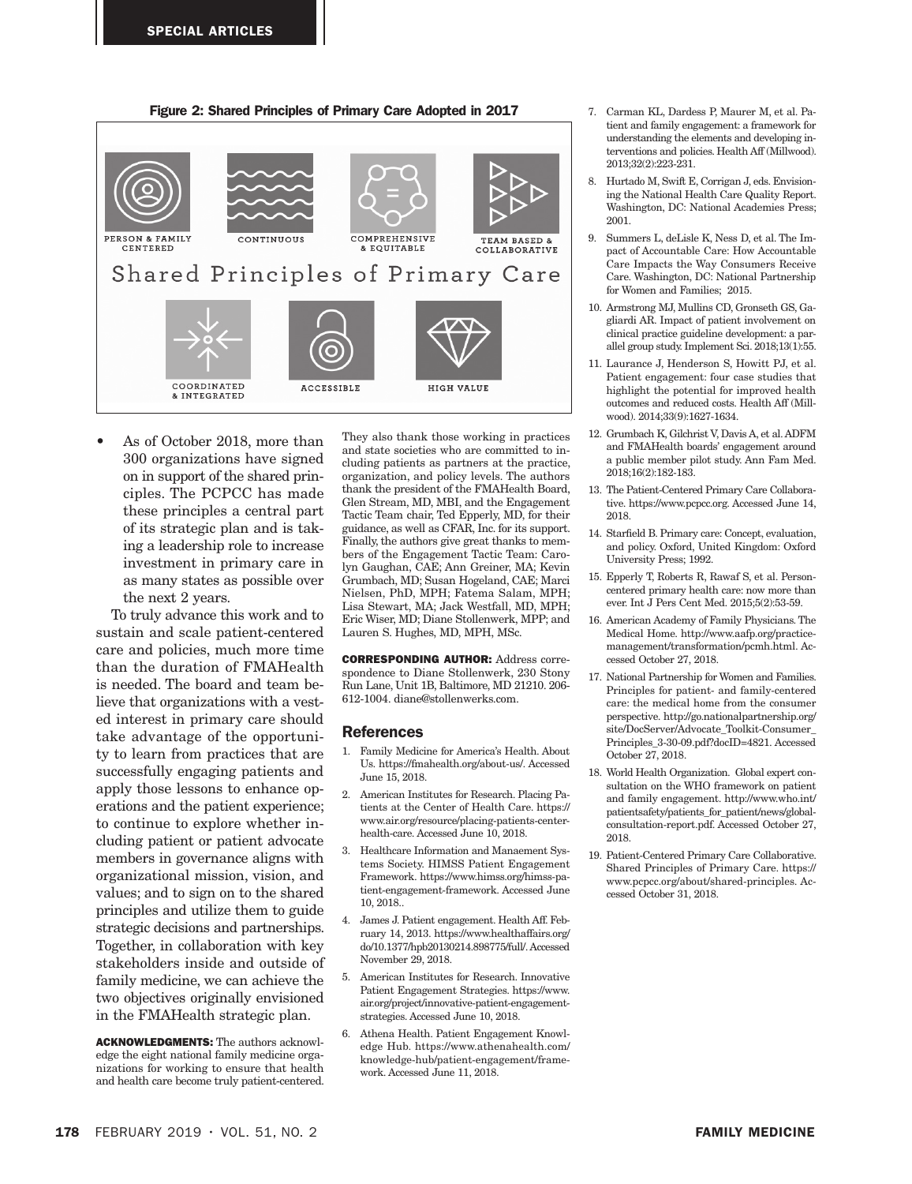**Figure 2: Shared Principles of Primary Care Adopted in 2017**

PERSON & FAMILY CENTERED

CONTINUOUS

COMPREHENSIVE & EQUITABLE

TEAM BASED & COLLABORATIVE

Shared Principles of Primary Care

COORDINATED & INTEGRATED

ACCESSIBLE

HIGH VALUE

- As of October 2018, more than 300 organizations have signed on in support of the shared principles. The PCPCC has made these principles a central part of its strategic plan and is taking a leadership role to increase investment in primary care in as many states as possible over the next 2 years.

To truly advance this work and to sustain and scale patient-centered care and policies, much more time than the duration of FMAHealth is needed. The board and team believe that organizations with a vested interest in primary care should take advantage of the opportunity to learn from practices that are successfully engaging patients and apply those lessons to enhance operations and the patient experience; to continue to explore whether including patient or patient advocate members in governance aligns with organizational mission, vision, and values; and to sign on to the shared principles and utilize them to guide strategic decisions and partnerships. Together, in collaboration with key stakeholders inside and outside of family medicine, we can achieve the two objectives originally envisioned in the FMAHealth strategic plan.

**ACKNOWLEDGMENTS:** The authors acknowledge the eight national family medicine organizations for working to ensure that health and health care become truly patient-centered. They also thank those working in practices and state societies who are committed to including patients as partners at the practice, organization, and policy levels. The authors thank the president of the FMAHealth Board, Glen Stream, MD, MBI, and the Engagement Tactic Team chair, Ted Epperly, MD, for their guidance, as well as CFAR, Inc. for its support. Finally, the authors give great thanks to members of the Engagement Tactic Team: Carolyn Gaughan, CAE; Ann Greiner, MA; Kevin Grumbach, MD; Susan Hogeland, CAE; Marci Nielsen, PhD, MPH; Fatema Salam, MPH; Lisa Stewart, MA; Jack Westfall, MD, MPH; Eric Wiser, MD; Diane Stollenwerk, MPP; and Lauren S. Hughes, MD, MPH, MSc.

**CORRESPONDING AUTHOR:** Address correspondence to Diane Stollenwerk, 230 Stony Run Lane, Unit 1B, Baltimore, MD 21210. 206-612-1004. diane@stollenwerks.com.

## References

1. Family Medicine for America's Health. About Us. https://fmahealth.org/about-us/. Accessed June 15, 2018.
2. American Institutes for Research. Placing Patients at the Center of Health Care. https://www.air.org/resource/placing-patients-center-health-care. Accessed June 10, 2018.
3. Healthcare Information and Manaement Systems Society. HIMSS Patient Engagement Framework. https://www.himss.org/himss-patient-engagement-framework. Accessed June 10, 2018..
4. James J. Patient engagement. Health Aff. February 14, 2013. https://www.healthaffairs.org/do/10.1377/hpb20130214.898775/full/. Accessed November 29, 2018.
5. American Institutes for Research. Innovative Patient Engagement Strategies. https://www.air.org/project/innovative-patient-engagement-strategies. Accessed June 10, 2018.
6. Athena Health. Patient Engagement Knowledge Hub. https://www.athenahealth.com/knowledge-hub/patient-engagement/framework. Accessed June 11, 2018.
7. Carman KL, Dardess P, Maurer M, et al. Patient and family engagement: a framework for understanding the elements and developing interventions and policies. Health Aff (Millwood). 2013;32(2):223-231.
8. Hurtado M, Swift E, Corrigan J, eds. Envisioning the National Health Care Quality Report. Washington, DC: National Academies Press; 2001.
9. Summers L, deLisle K, Ness D, et al. The Impact of Accountable Care: How Accountable Care Impacts the Way Consumers Receive Care. Washington, DC: National Partnership for Women and Families; 2015.
10. Armstrong MJ, Mullins CD, Gronseth GS, Gagliardi AR. Impact of patient involvement on clinical practice guideline development: a parallel group study. Implement Sci. 2018;13(1):55.
11. Laurance J, Henderson S, Howitt PJ, et al. Patient engagement: four case studies that highlight the potential for improved health outcomes and reduced costs. Health Aff (Millwood). 2014;33(9):1627-1634.
12. Grumbach K, Gilchrist V, Davis A, et al. ADFM and FMAHealth boards' engagement around a public member pilot study. Ann Fam Med. 2018;16(2):182-183.
13. The Patient-Centered Primary Care Collaborative. https://www.pcpcc.org. Accessed June 14, 2018.
14. Starfield B. Primary care: Concept, evaluation, and policy. Oxford, United Kingdom: Oxford University Press; 1992.
15. Epperly T, Roberts R, Rawaf S, et al. Person-centered primary health care: now more than ever. Int J Pers Cent Med. 2015;5(2):53-59.
16. American Academy of Family Physicians. The Medical Home. http://www.aafp.org/practice-management/transformation/pcmh.html. Accessed October 27, 2018.
17. National Partnership for Women and Families. Principles for patient- and family-centered care: the medical home from the consumer perspective. http://go.nationalpartnership.org/site/DocServer/Advocate_Toolkit-Consumer_Principles_3-30-09.pdf?docID=4821. Accessed October 27, 2018.
18. World Health Organization. Global expert consultation on the WHO framework on patient and family engagement. http://www.who.int/patientsafety/patients_for_patient/news/global-consultation-report.pdf. Accessed October 27, 2018.
19. Patient-Centered Primary Care Collaborative. Shared Principles of Primary Care. https://www.pcpcc.org/about/shared-principles. Accessed October 31, 2018.